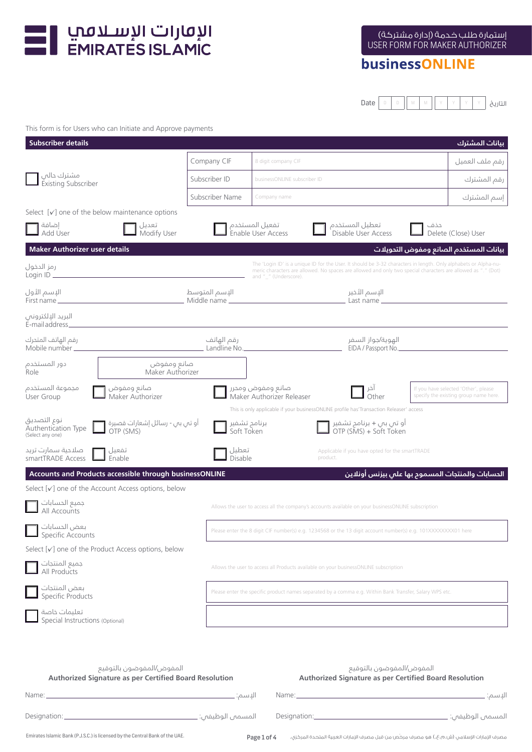الإمارات الإسلامي
EMIRATES ISLAMIC

إستمارة طلب خدمة (إدارة مشتركة)
USER FORM FOR MAKER AUTHORIZER

**businessONLINE**

Date D D M M Y Y Y Y التاريخ

This form is for Users who can Initiate and Approve payments

## Subscriber details — بيانات المشترك

| | | | |
|---|---|---|---|
| ☐ مشترك حالي Existing Subscriber | Company CIF | 8 digit company CIF | رقم ملف العميل |
| | Subscriber ID | businessONLINE subscriber ID | رقم المشترك |
| | Subscriber Name | Company name | إسم المشترك |

Select [✓] one of the below maintenance options

☐ إضافة Add User ☐ تعديل Modify User ☐ تفعيل المستخدم Enable User Access ☐ تعطيل المستخدم Disable User Access ☐ حذف Delete (Close) User

## Maker Authorizer user details — بيانات المستخدم الصانع ومفوض التحويلات

رمز الدخول Login ID ______

The 'Login ID' is a unique ID for the User. It should be 3-32 characters in length. Only alphabets or Alpha-numeric characters are allowed. No spaces are allowed and only two special characters are allowed as "." (Dot) and "_" (Underscore).

الإسم الأول First name ______ الإسم المتوسط Middle name ______ الإسم الأخير Last name ______

البريد الإلكتروني E-mail address ______

رقم الهاتف المتحرك Mobile number ______ رقم الهاتف Landline No. ______ الهوية/جواز السفر EIDA / Passport No. ______

دور المستخدم Role: صانع ومفوض Maker Authorizer

مجموعة المستخدم User Group: ☐ صانع ومفوض Maker Authorizer ☐ صانع ومفوض ومحرر Maker Authorizer Releaser ☐ آخر Other (If you have selected 'Other', please specify the existing group name here.)

This is only applicable if your businessONLINE profile has'Transaction Releaser' access

نوع التصديق Authentication Type (Select any one): ☐ أو تي بي - رسائل إشعارات قصيرة OTP (SMS) ☐ برنامج تشفير Soft Token ☐ أو تي بي + برنامج تشفير OTP (SMS) + Soft Token

صلاحية سمارت تريد smartTRADE Access: ☐ تفعيل Enable ☐ تعطيل Disable

Applicable if you have opted for the smartTRADE product.

## Accounts and Products accessible through businessONLINE — الحسابات والمنتجات المسموح بها على بيزنس أونلاين

Select [✓] one of the Account Access options, below

☐ جميع الحسابات All Accounts — Allows the user to access all the company's accounts available on your businessONLINE subscription

☐ بعض الحسابات Specific Accounts — Please enter the 8 digit CIF number(s) e.g. 1234568 or the 13 digit account number(s) e.g. 101XXXXXXXX01 here

Select [✓] one of the Product Access options, below

☐ جميع المنتجات All Products — Allows the user to access all Products available on your businessONLINE subscription

☐ بعض المنتجات Specific Products — Please enter the specific product names separated by a comma e.g. Within Bank Transfer, Salary WPS etc.

☐ تعليمات خاصة Special Instructions (Optional)

| المفوض/المفوضون بالتوقيع **Authorized Signature as per Certified Board Resolution** | المفوض/المفوضون بالتوقيع **Authorized Signature as per Certified Board Resolution** |
|---|---|
| Name: ______ :الإسم | Name: ______ :الإسم |
| Designation: ______ :المسمى الوظيفي | Designation: ______ :المسمى الوظيفي |

Emirates Islamic Bank (P.J.S.C.) is licensed by the Central Bank of the UAE.

مصرف الإمارات الإسلامي (ش.م.ع.) هو مصرف مرخص من قبل مصرف الإمارات العربية المتحدة المركزي.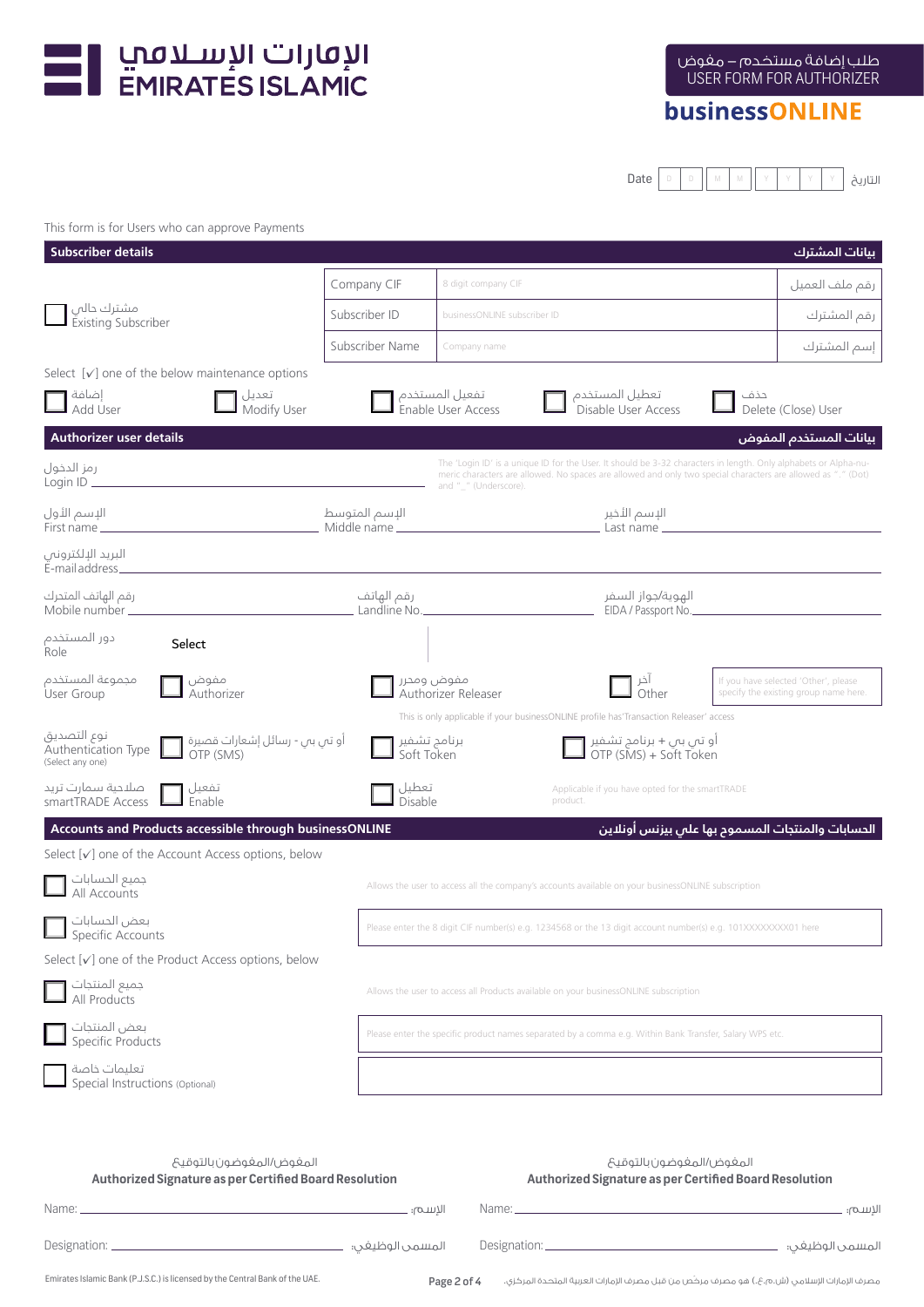# الإمارات الإسلامي
# EMIRATES ISLAMIC

**طلب إضافة مستخدم – مفوض**
**USER FORM FOR AUTHORIZER**

**businessONLINE**

Date ☐☐ D D ☐☐ M M ☐☐☐☐ Y Y Y Y التاريخ

This form is for Users who can approve Payments

## Subscriber details — بيانات المشترك

☐ مشترك حالي / Existing Subscriber

| Field | | |
|---|---|---|
| Company CIF | 8 digit company CIF | رقم ملف العميل |
| Subscriber ID | businessONLINE subscriber ID | رقم المشترك |
| Subscriber Name | Company name | إسم المشترك |

Select [✓] one of the below maintenance options

☐ إضافة / Add User ☐ تعديل / Modify User ☐ تفعيل المستخدم / Enable User Access ☐ تعطيل المستخدم / Disable User Access ☐ حذف / Delete (Close) User

## Authorizer user details — بيانات المستخدم المفوض

رمز الدخول / Login ID ____________________

The 'Login ID' is a unique ID for the User. It should be 3-32 characters in length. Only alphabets or Alpha-numeric characters are allowed. No spaces are allowed and only two special characters are allowed as "." (Dot) and "_" (Underscore).

الإسم الأول / First name ____________________ الإسم المتوسط / Middle name ____________________ الإسم الأخير / Last name ____________________

البريد الإلكتروني / E-mail address ____________________

رقم الهاتف المتحرك / Mobile number ____________________ رقم الهاتف / Landline No. ____________________ الهوية/جواز السفر / EIDA / Passport No. ____________________

دور المستخدم / Role — Select

مجموعة المستخدم / User Group: ☐ مفوض / Authorizer ☐ مفوض ومحرر / Authorizer Releaser ☐ آخر / Other [If you have selected 'Other', please specify the existing group name here.]

This is only applicable if your businessONLINE profile has 'Transaction Releaser' access

نوع التصديق / Authentication Type (Select any one): ☐ أو تي بي - رسائل إشعارات قصيرة / OTP (SMS) ☐ برنامج تشفير / Soft Token ☐ أو تي بي + برنامج تشفير / OTP (SMS) + Soft Token

صلاحية سمارت تريد / smartTRADE Access: ☐ تفعيل / Enable ☐ تعطيل / Disable — Applicable if you have opted for the smartTRADE product.

## Accounts and Products accessible through businessONLINE — الحسابات والمنتجات المسموح بها على بيزنس أونلاين

Select [✓] one of the Account Access options, below

☐ جميع الحسابات / All Accounts — Allows the user to access all the company's accounts available on your businessONLINE subscription

☐ بعض الحسابات / Specific Accounts — [Please enter the 8 digit CIF number(s) e.g. 1234568 or the 13 digit account number(s) e.g. 101XXXXXXXX01 here.]

Select [✓] one of the Product Access options, below

☐ جميع المنتجات / All Products — Allows the user to access all Products available on your businessONLINE subscription

☐ بعض المنتجات / Specific Products — [Please enter the specific product names separated by a comma e.g. Within Bank Transfer, Salary WPS etc.]

☐ تعليمات خاصة / Special Instructions (Optional) — [ ]

| المفوض/المفوضون بالتوقيع **Authorized Signature as per Certified Board Resolution** | المفوض/المفوضون بالتوقيع **Authorized Signature as per Certified Board Resolution** |
|---|---|
| Name: ____________________ الإسم: | Name: ____________________ الإسم: |
| Designation: ____________________ المسمى الوظيفي: | Designation: ____________________ المسمى الوظيفي: |

Emirates Islamic Bank (P.J.S.C.) is licensed by the Central Bank of the UAE.

مصرف الإمارات الإسلامي (ش.م.ع.) هو مصرف مرخص من قبل مصرف الإمارات العربية المتحدة المركزي.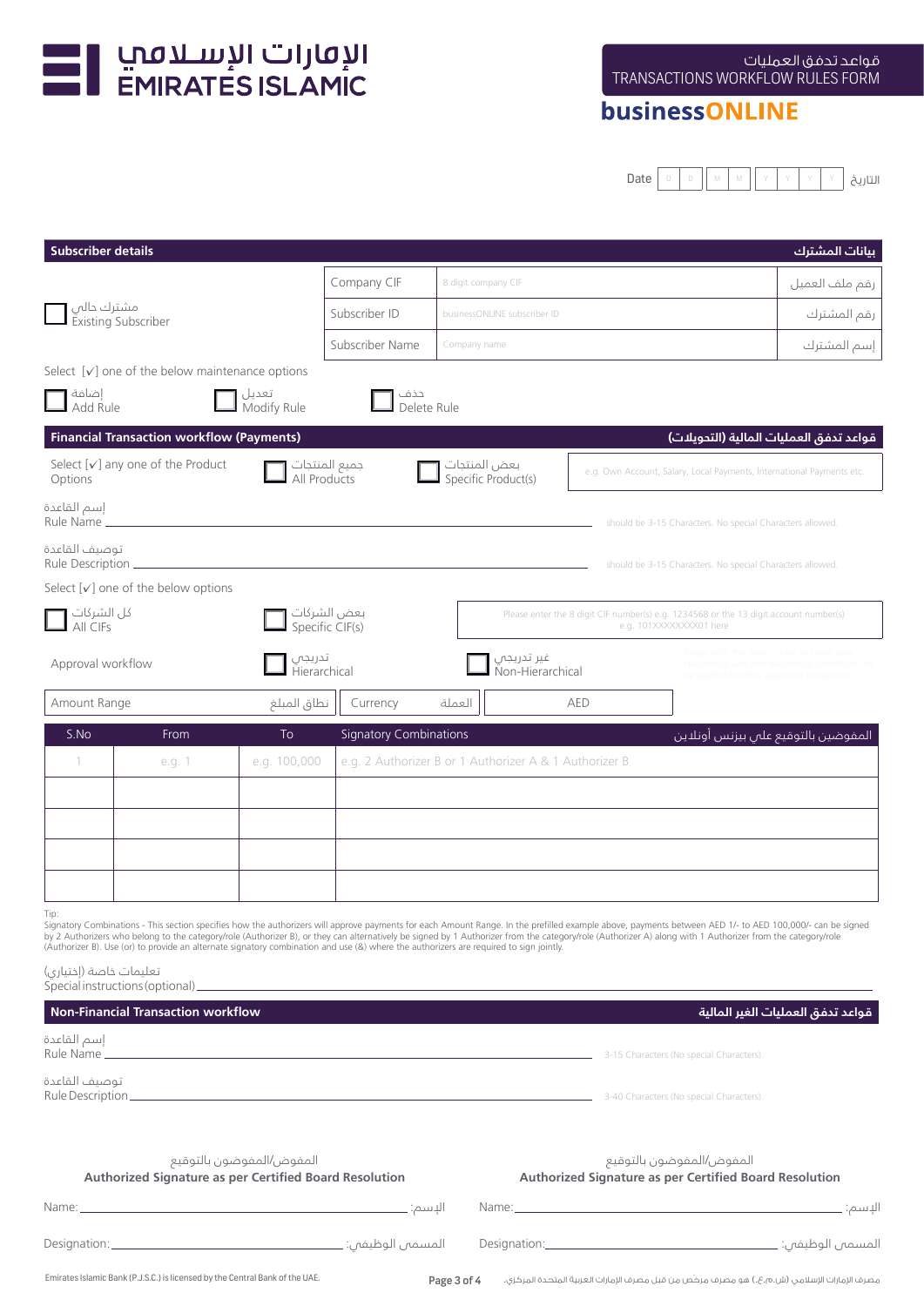# الإمارات الإسلامي EMIRATES ISLAMIC

قواعد تدفق العمليات
TRANSACTIONS WORKFLOW RULES FORM

**businessONLINE**

Date D D M M Y Y Y Y التاريخ

## Subscriber details بيانات المشترك

| | | | |
|---|---|---|---|
| ☐ مشترك حالي Existing Subscriber | Company CIF | 8 digit company CIF | رقم ملف العميل |
| | Subscriber ID | businessONLINE subscriber ID | رقم المشترك |
| | Subscriber Name | Company name | إسم المشترك |

Select [✓] one of the below maintenance options

☐ إضافة Add Rule ☐ تعديل Modify Rule ☐ حذف Delete Rule

## Financial Transaction workflow (Payments) قواعد تدفق العمليات المالية (التحويلات)

Select [✓] any one of the Product Options ☐ جميع المنتجات All Products ☐ بعض المنتجات Specific Product(s) — e.g. Own Account, Salary, Local Payments, International Payments etc.

إسم القاعدة
Rule Name ______________________ should be 3-15 Characters. No special Characters allowed.

توصيف القاعدة
Rule Description ______________________ should be 3-15 Characters. No special Characters allowed.

Select [✓] one of the below options

☐ كل الشركات All CIFs ☐ بعض الشركات Specific CIF(s) — Please enter the 8 digit CIF number(s) e.g. 1234568 or the 13 digit account number(s) e.g. 101XXXXXXXXX01 here

Approval workflow ☐ تدريجي Hierarchical ☐ غير تدريجي Non-Hierarchical

| Amount Range نطاق المبلغ | Currency العملة | AED |
|---|---|---|

| S.No | From | To | Signatory Combinations المفوضين بالتوقيع علي بيزنس أونلاين |
|---|---|---|---|
| 1 | e.g. 1 | e.g. 100,000 | e.g. 2 Authorizer B or 1 Authorizer A & 1 Authorizer B |
| | | | |
| | | | |
| | | | |
| | | | |

Tip:
Signatory Combinations - This section specifies how the authorizers will approve payments for each Amount Range. In the prefilled example above, payments between AED 1/- to AED 100,000/- can be signed by 2 Authorizers who belong to the category/role (Authorizer B), or they can alternatively be signed by 1 Authorizer from the category/role (Authorizer A) along with 1 Authorizer from the category/role (Authorizer B). Use (or) to provide an alternate signatory combination and use (&) where the authorizers are required to sign jointly.

تعليمات خاصة (إختياري)
Special instructions (optional) ______________________

## Non-Financial Transaction workflow قواعد تدفق العمليات الغير المالية

إسم القاعدة
Rule Name ______________________ 3-15 Characters (No special Characters).

توصيف القاعدة
Rule Description ______________________ 3-40 Characters (No special Characters).

| المفوض/المفوضون بالتوقيع **Authorized Signature as per Certified Board Resolution** | المفوض/المفوضون بالتوقيع **Authorized Signature as per Certified Board Resolution** |
|---|---|
| Name: ______________ :الإسم | Name: ______________ :الإسم |
| Designation: ______________ :المسمى الوظيفي | Designation: ______________ :المسمى الوظيفي |

Emirates Islamic Bank (P.J.S.C.) is licensed by the Central Bank of the UAE.
مصرف الإمارات الإسلامي (ش.م.ع.) هو مصرف مرخص من قبل مصرف الإمارات العربية المتحدة المركزي.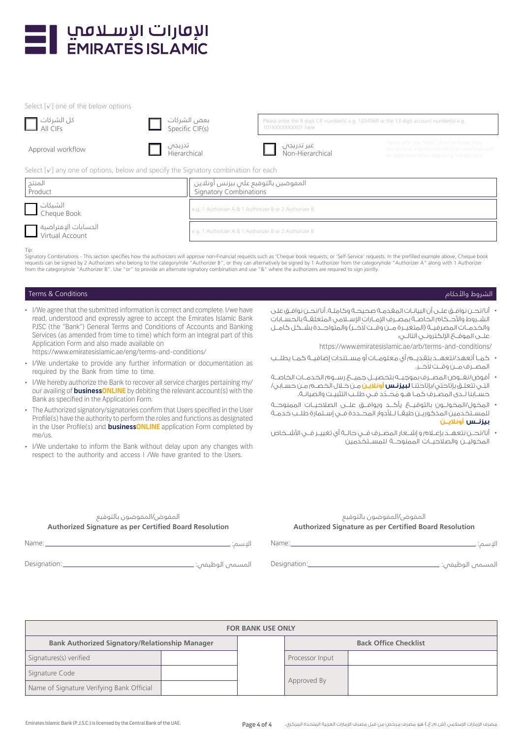# الإمارات الإسلامي
# EMIRATES ISLAMIC

Select [✓] one of the below options

| | | | |
|---|---|---|---|
| ☐ كل الشركات All CIFs | ☐ بعض الشركات Specific CIF(s) | Please enter the 8 digit CIF number(s) e.g. 1234568 or the 13 digit account number(s) e.g. 101XXXXXXXX01 here | |
| Approval workflow | ☐ تدريجي Hierarchical | ☐ غير تدريجي Non-Hierarchical | Please refer the 'Roles' sheet to know how Hierarchical and non Hierarchical workflows will be applicable when approving transactions. |

Select [✓] any one of options, below and specify the Signatory combination for each

| المنتج Product | المفوضين بالتوقيع على بيزنس أونلاين Signatory Combinations |
|---|---|
| ☐ الشيكات Cheque Book | e.g. 1 Authorizer A & 1 Authorizer B or 2 Authorizer B |
| ☐ الحسابات الإفتراضية Virtual Account | e.g. 1 Authorizer A & 1 Authorizer B or 2 Authorizer B |

Tip:
Signatory Combinations - This section specifies how the authorizers will approve non-Financial requests such as 'Cheque book requests; or 'Self-Service' requests. In the prefilled example above, Cheque book requests can be signed by 2 Authorizers who belong to the category/role "Authorizer B", or they can alternatively be signed by 1 Authorizer from the category/role "Authorizer A" along with 1 Authorizer from the category/role "Authorizer B". Use "or" to provide an alternate signatory combination and use "&" where the authorizers are required to sign jointly.

## Terms & Conditions

- I/We agree that the submitted information is correct and complete. I/we have read, understood and expressly agree to accept the Emirates Islamic Bank PJSC (the "Bank") General Terms and Conditions of Accounts and Banking Services (as amended from time to time) which form an integral part of this Application Form and also made available on https://www.emiratesislamic.ae/eng/terms-and-conditions/
- I/We undertake to provide any further information or documentation as required by the Bank from time to time.
- I/We hereby authorize the Bank to recover all service charges pertaining my/our availing of **businessONLINE** by debiting the relevant account(s) with the Bank as specified in the Application Form.
- The Authorized signatory/signatories confirm that Users specified in the User Profile(s) have the authority to perform the roles and functions as designated in the User Profile(s) and **businessONLINE** application Form completed by me/us.
- I/We undertake to inform the Bank without delay upon any changes with respect to the authority and access I /We have granted to the Users.

## الشروط والأحكام

- أنا/نحن نوافق على أن البيانات المقدمة صحيحة وكاملة. أنا/نحن نوافق على الشروط والأحكام الخاصة بمصرف الإمارات الإسلامي المتعلقة بالحسابات والخدمات المصرفية (المتغيرة من وقت لآخر) والمتواجدة بشكل كامل على الموقع الإلكتروني التالي: https://www.emiratesislamic.ae/arb/terms-and-conditions/
- كما أتعهد/نتعهد بتقديم أي معلومات أو مستندات إضافية كما يطلب المصرف من وقت لآخر.
- أفوض/نفوض المصرف بموجبه بتحصيل جميع رسوم الخدمات الخاصة التي تتعلق بإتاحتي/إتاحتنا **لبيزنس أونلاين** من خلال الخصم من حسابي/حسابنا لدى المصرف كما هو مُحدّد في طلب التثبيت والصيانة.
- المخول/المخولون بالتوقيع يأكد ويوافق على الصلاحيات الممنوحة للمستخدمين المذكورين طبقاً للأدوار المحددة في إستمارة طلب خدمة **بيزنس أونلاين**
- أنا/نحن نتعهد بإعلام و إشعار المصرف في حالة أي تغيير في الأشخاص المخولين والصلاحيات الممنوحة للمستخدمين

| المفوض/المفوضون بالتوقيع **Authorized Signature as per Certified Board Resolution** | المفوض/المفوضون بالتوقيع **Authorized Signature as per Certified Board Resolution** |
|---|---|
| Name: ______________________ :الإسم | Name: ______________________ :الإسم |
| Designation: ______________________ :المسمى الوظيفي | Designation: ______________________ :المسمى الوظيفي |

| FOR BANK USE ONLY | | | | |
|---|---|---|---|---|
| **Bank Authorized Signatory/Relationship Manager** | | | **Back Office Checklist** | |
| Signatures(s) verified | | | Processor Input | |
| Signature Code | | | Approved By | |
| Name of Signature Verifying Bank Official | | | | |

Emirates Islamic Bank (P.J.S.C.) is licensed by the Central Bank of the UAE.

مصرف الإمارات الإسلامي (ش.م.ع.) هو مصرف مرخص من قبل مصرف الإمارات العربية المتحدة المركزي.